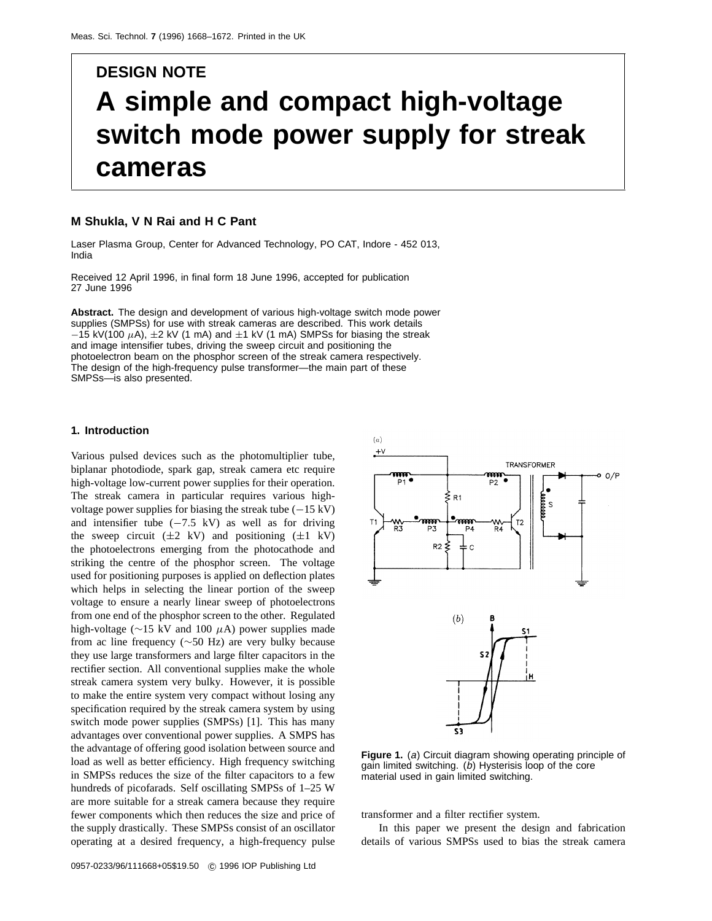DESIGN NOTE

# A simple and compact high-voltage switch mode power supply for streak cameras

**M Shukla, V N Rai and H C Pant**

Laser Plasma Group, Center for Advanced Technology, PO CAT, Indore - 452 013, India

Received 12 April 1996, in final form 18 June 1996, accepted for publication 27 June 1996

**Abstract.** The design and development of various high-voltage switch mode power supplies (SMPSs) for use with streak cameras are described. This work details −15 kV(100 $\mu$A), ±2 kV (1 mA) and ±1 kV (1 mA) SMPSs for biasing the streak and image intensifier tubes, driving the sweep circuit and positioning the photoelectron beam on the phosphor screen of the streak camera respectively. The design of the high-frequency pulse transformer—the main part of these SMPSs—is also presented.

## 1. Introduction

Various pulsed devices such as the photomultiplier tube, biplanar photodiode, spark gap, streak camera etc require high-voltage low-current power supplies for their operation. The streak camera in particular requires various high-voltage power supplies for biasing the streak tube (−15 kV) and intensifier tube (−7.5 kV) as well as for driving the sweep circuit (±2 kV) and positioning (±1 kV) the photoelectrons emerging from the photocathode and striking the centre of the phosphor screen. The voltage used for positioning purposes is applied on deflection plates which helps in selecting the linear portion of the sweep voltage to ensure a nearly linear sweep of photoelectrons from one end of the phosphor screen to the other. Regulated high-voltage (∼15 kV and 100 $\mu$A) power supplies made from ac line frequency (∼50 Hz) are very bulky because they use large transformers and large filter capacitors in the rectifier section. All conventional supplies make the whole streak camera system very bulky. However, it is possible to make the entire system very compact without losing any specification required by the streak camera system by using switch mode power supplies (SMPSs) [1]. This has many advantages over conventional power supplies. A SMPS has the advantage of offering good isolation between source and load as well as better efficiency. High frequency switching in SMPSs reduces the size of the filter capacitors to a few hundreds of picofarads. Self oscillating SMPSs of 1–25 W are more suitable for a streak camera because they require fewer components which then reduces the size and price of the supply drastically. These SMPSs consist of an oscillator operating at a desired frequency, a high-frequency pulse transformer and a filter rectifier system.

**Figure 1.** (*a*) Circuit diagram showing operating principle of gain limited switching. (*b*) Hysterisis loop of the core material used in gain limited switching.

In this paper we present the design and fabrication details of various SMPSs used to bias the streak camera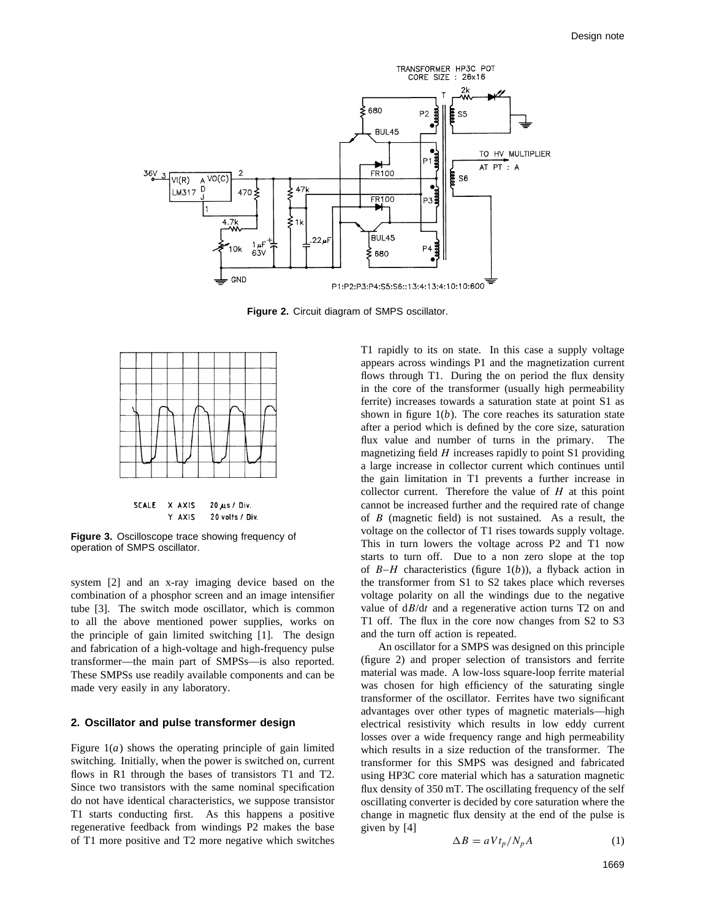Figure 2. Circuit diagram of SMPS oscillator.

Figure 3. Oscilloscope trace showing frequency of operation of SMPS oscillator.

system [2] and an x-ray imaging device based on the combination of a phosphor screen and an image intensifier tube [3]. The switch mode oscillator, which is common to all the above mentioned power supplies, works on the principle of gain limited switching [1]. The design and fabrication of a high-voltage and high-frequency pulse transformer—the main part of SMPSs—is also reported. These SMPSs use readily available components and can be made very easily in any laboratory.

## 2. Oscillator and pulse transformer design

Figure 1(*a*) shows the operating principle of gain limited switching. Initially, when the power is switched on, current flows in R1 through the bases of transistors T1 and T2. Since two transistors with the same nominal specification do not have identical characteristics, we suppose transistor T1 starts conducting first. As this happens a positive regenerative feedback from windings P2 makes the base of T1 more positive and T2 more negative which switches T1 rapidly to its on state. In this case a supply voltage appears across windings P1 and the magnetization current flows through T1. During the on period the flux density in the core of the transformer (usually high permeability ferrite) increases towards a saturation state at point S1 as shown in figure 1(*b*). The core reaches its saturation state after a period which is defined by the core size, saturation flux value and number of turns in the primary. The magnetizing field $H$ increases rapidly to point S1 providing a large increase in collector current which continues until the gain limitation in T1 prevents a further increase in collector current. Therefore the value of $H$ at this point cannot be increased further and the required rate of change of $B$ (magnetic field) is not sustained. As a result, the voltage on the collector of T1 rises towards supply voltage. This in turn lowers the voltage across P2 and T1 now starts to turn off. Due to a non zero slope at the top of $B$–$H$ characteristics (figure 1(*b*)), a flyback action in the transformer from S1 to S2 takes place which reverses voltage polarity on all the windings due to the negative value of $\mathrm{d}B/\mathrm{d}t$ and a regenerative action turns T2 on and T1 off. The flux in the core now changes from S2 to S3 and the turn off action is repeated.

An oscillator for a SMPS was designed on this principle (figure 2) and proper selection of transistors and ferrite material was made. A low-loss square-loop ferrite material was chosen for high efficiency of the saturating single transformer of the oscillator. Ferrites have two significant advantages over other types of magnetic materials—high electrical resistivity which results in low eddy current losses over a wide frequency range and high permeability which results in a size reduction of the transformer. The transformer for this SMPS was designed and fabricated using HP3C core material which has a saturation magnetic flux density of 350 mT. The oscillating frequency of the self oscillating converter is decided by core saturation where the change in magnetic flux density at the end of the pulse is given by [4]

$$\Delta B = aVt_p/N_pA \qquad (1)$$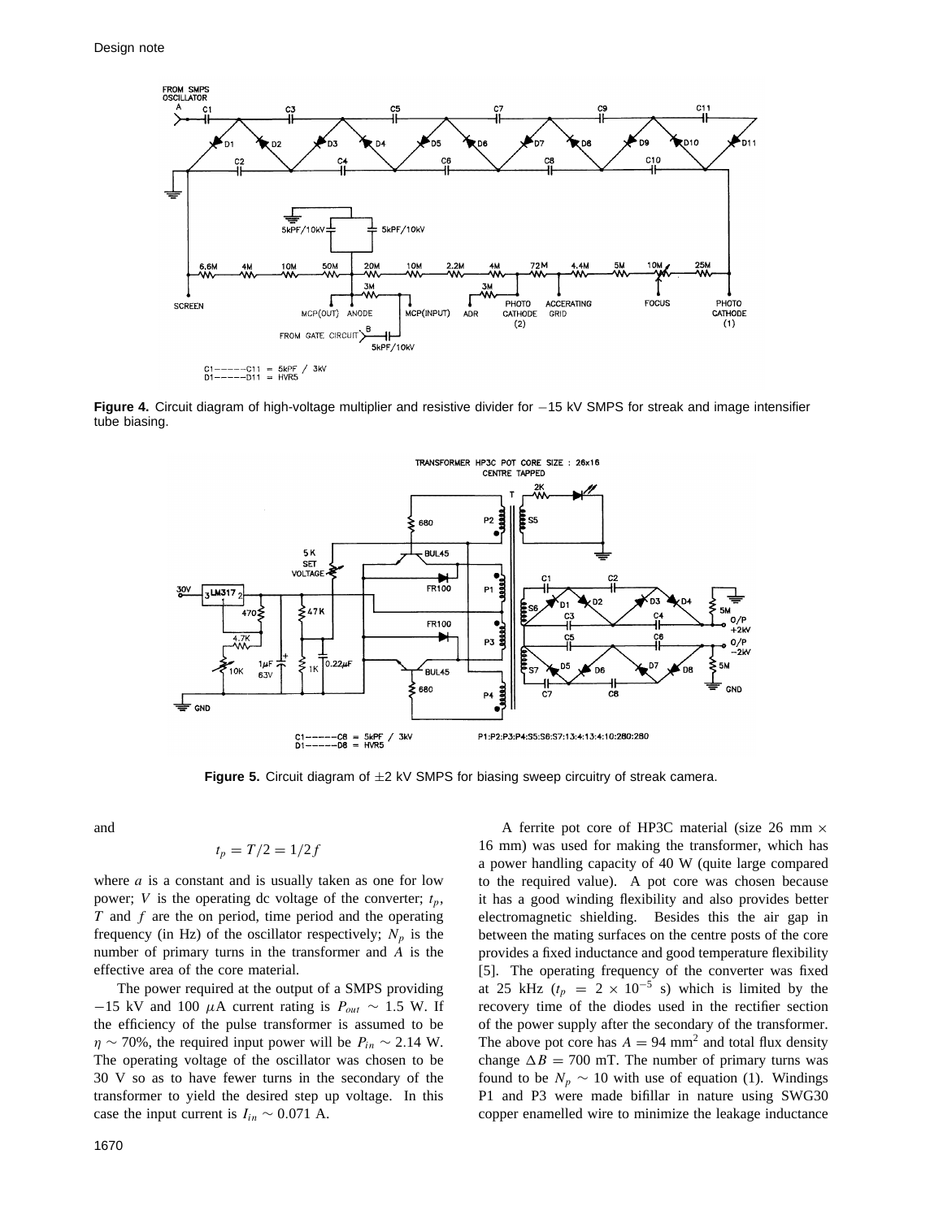Figure 4. Circuit diagram of high-voltage multiplier and resistive divider for −15 kV SMPS for streak and image intensifier tube biasing.

Figure 5. Circuit diagram of ±2 kV SMPS for biasing sweep circuitry of streak camera.

and

$$t_p = T/2 = 1/2f$$

where $a$ is a constant and is usually taken as one for low power; $V$ is the operating dc voltage of the converter; $t_p$, $T$ and $f$ are the on period, time period and the operating frequency (in Hz) of the oscillator respectively; $N_p$ is the number of primary turns in the transformer and $A$ is the effective area of the core material.

The power required at the output of a SMPS providing −15 kV and 100 μA current rating is $P_{out} \sim 1.5$ W. If the efficiency of the pulse transformer is assumed to be $\eta \sim 70\%$, the required input power will be $P_{in} \sim 2.14$ W. The operating voltage of the oscillator was chosen to be 30 V so as to have fewer turns in the secondary of the transformer to yield the desired step up voltage. In this case the input current is $I_{in} \sim 0.071$ A.

A ferrite pot core of HP3C material (size 26 mm × 16 mm) was used for making the transformer, which has a power handling capacity of 40 W (quite large compared to the required value). A pot core was chosen because it has a good winding flexibility and also provides better electromagnetic shielding. Besides this the air gap in between the mating surfaces on the centre posts of the core provides a fixed inductance and good temperature flexibility [5]. The operating frequency of the converter was fixed at 25 kHz ($t_p = 2 \times 10^{-5}$ s) which is limited by the recovery time of the diodes used in the rectifier section of the power supply after the secondary of the transformer. The above pot core has $A = 94$ mm$^2$ and total flux density change $\Delta B = 700$ mT. The number of primary turns was found to be $N_p \sim 10$ with use of equation (1). Windings P1 and P3 were made bifillar in nature using SWG30 copper enamelled wire to minimize the leakage inductance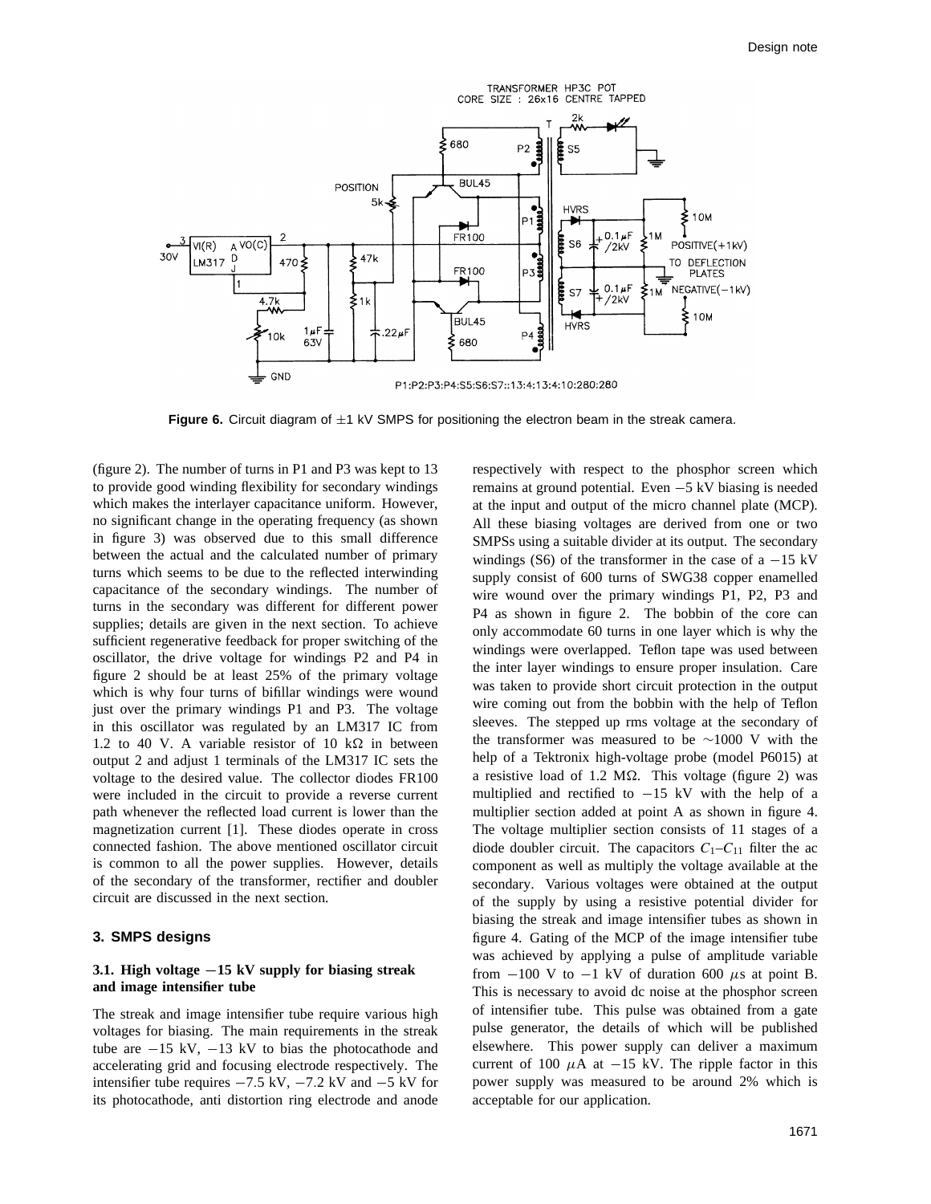**Figure 6.** Circuit diagram of ±1 kV SMPS for positioning the electron beam in the streak camera.

(figure 2). The number of turns in P1 and P3 was kept to 13 to provide good winding flexibility for secondary windings which makes the interlayer capacitance uniform. However, no significant change in the operating frequency (as shown in figure 3) was observed due to this small difference between the actual and the calculated number of primary turns which seems to be due to the reflected interwinding capacitance of the secondary windings. The number of turns in the secondary was different for different power supplies; details are given in the next section. To achieve sufficient regenerative feedback for proper switching of the oscillator, the drive voltage for windings P2 and P4 in figure 2 should be at least 25% of the primary voltage which is why four turns of bifillar windings were wound just over the primary windings P1 and P3. The voltage in this oscillator was regulated by an LM317 IC from 1.2 to 40 V. A variable resistor of 10 kΩ in between output 2 and adjust 1 terminals of the LM317 IC sets the voltage to the desired value. The collector diodes FR100 were included in the circuit to provide a reverse current path whenever the reflected load current is lower than the magnetization current [1]. These diodes operate in cross connected fashion. The above mentioned oscillator circuit is common to all the power supplies. However, details of the secondary of the transformer, rectifier and doubler circuit are discussed in the next section.

## 3. SMPS designs

### 3.1. High voltage −15 kV supply for biasing streak and image intensifier tube

The streak and image intensifier tube require various high voltages for biasing. The main requirements in the streak tube are −15 kV, −13 kV to bias the photocathode and accelerating grid and focusing electrode respectively. The intensifier tube requires −7.5 kV, −7.2 kV and −5 kV for its photocathode, anti distortion ring electrode and anode respectively with respect to the phosphor screen which remains at ground potential. Even −5 kV biasing is needed at the input and output of the micro channel plate (MCP). All these biasing voltages are derived from one or two SMPSs using a suitable divider at its output. The secondary windings (S6) of the transformer in the case of a −15 kV supply consist of 600 turns of SWG38 copper enamelled wire wound over the primary windings P1, P2, P3 and P4 as shown in figure 2. The bobbin of the core can only accommodate 60 turns in one layer which is why the windings were overlapped. Teflon tape was used between the inter layer windings to ensure proper insulation. Care was taken to provide short circuit protection in the output wire coming out from the bobbin with the help of Teflon sleeves. The stepped up rms voltage at the secondary of the transformer was measured to be ∼1000 V with the help of a Tektronix high-voltage probe (model P6015) at a resistive load of 1.2 MΩ. This voltage (figure 2) was multiplied and rectified to −15 kV with the help of a multiplier section added at point A as shown in figure 4. The voltage multiplier section consists of 11 stages of a diode doubler circuit. The capacitors $C_1$–$C_{11}$ filter the ac component as well as multiply the voltage available at the secondary. Various voltages were obtained at the output of the supply by using a resistive potential divider for biasing the streak and image intensifier tubes as shown in figure 4. Gating of the MCP of the image intensifier tube was achieved by applying a pulse of amplitude variable from −100 V to −1 kV of duration 600 $\mu$s at point B. This is necessary to avoid dc noise at the phosphor screen of intensifier tube. This pulse was obtained from a gate pulse generator, the details of which will be published elsewhere. This power supply can deliver a maximum current of 100 $\mu$A at −15 kV. The ripple factor in this power supply was measured to be around 2% which is acceptable for our application.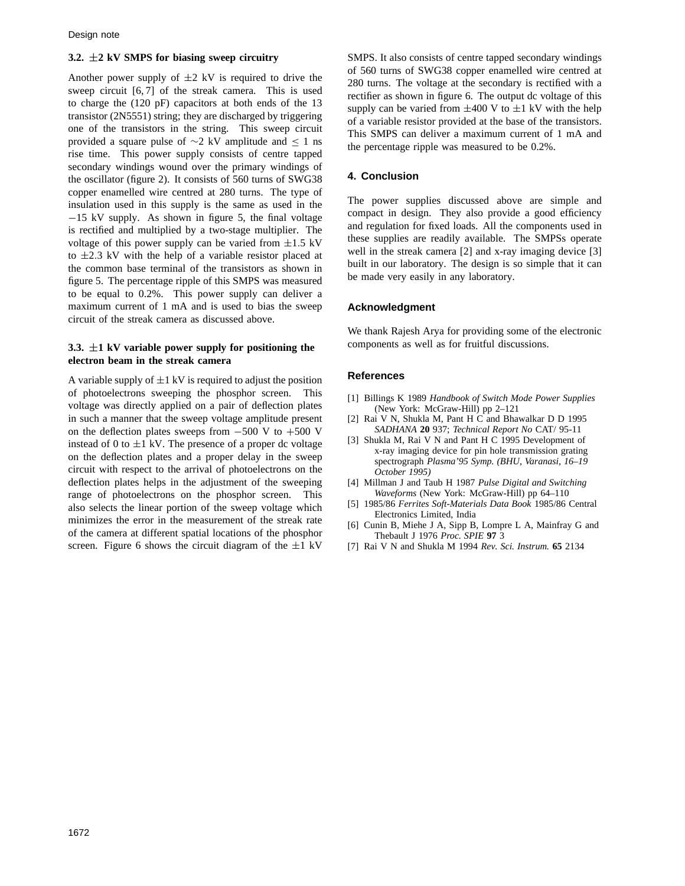### 3.2. $\pm 2$ kV SMPS for biasing sweep circuitry

Another power supply of $\pm 2$ kV is required to drive the sweep circuit [6, 7] of the streak camera. This is used to charge the (120 pF) capacitors at both ends of the 13 transistor (2N5551) string; they are discharged by triggering one of the transistors in the string. This sweep circuit provided a square pulse of $\sim 2$ kV amplitude and $\leq 1$ ns rise time. This power supply consists of centre tapped secondary windings wound over the primary windings of the oscillator (figure 2). It consists of 560 turns of SWG38 copper enamelled wire centred at 280 turns. The type of insulation used in this supply is the same as used in the $-15$ kV supply. As shown in figure 5, the final voltage is rectified and multiplied by a two-stage multiplier. The voltage of this power supply can be varied from $\pm 1.5$ kV to $\pm 2.3$ kV with the help of a variable resistor placed at the common base terminal of the transistors as shown in figure 5. The percentage ripple of this SMPS was measured to be equal to 0.2%. This power supply can deliver a maximum current of 1 mA and is used to bias the sweep circuit of the streak camera as discussed above.

### 3.3. $\pm 1$ kV variable power supply for positioning the electron beam in the streak camera

A variable supply of $\pm 1$ kV is required to adjust the position of photoelectrons sweeping the phosphor screen. This voltage was directly applied on a pair of deflection plates in such a manner that the sweep voltage amplitude present on the deflection plates sweeps from $-500$ V to $+500$ V instead of 0 to $\pm 1$ kV. The presence of a proper dc voltage on the deflection plates and a proper delay in the sweep circuit with respect to the arrival of photoelectrons on the deflection plates helps in the adjustment of the sweeping range of photoelectrons on the phosphor screen. This also selects the linear portion of the sweep voltage which minimizes the error in the measurement of the streak rate of the camera at different spatial locations of the phosphor screen. Figure 6 shows the circuit diagram of the $\pm 1$ kV SMPS. It also consists of centre tapped secondary windings of 560 turns of SWG38 copper enamelled wire centred at 280 turns. The voltage at the secondary is rectified with a rectifier as shown in figure 6. The output dc voltage of this supply can be varied from $\pm 400$ V to $\pm 1$ kV with the help of a variable resistor provided at the base of the transistors. This SMPS can deliver a maximum current of 1 mA and the percentage ripple was measured to be 0.2%.

## 4. Conclusion

The power supplies discussed above are simple and compact in design. They also provide a good efficiency and regulation for fixed loads. All the components used in these supplies are readily available. The SMPSs operate well in the streak camera [2] and x-ray imaging device [3] built in our laboratory. The design is so simple that it can be made very easily in any laboratory.

## Acknowledgment

We thank Rajesh Arya for providing some of the electronic components as well as for fruitful discussions.

## References

[1] Billings K 1989 *Handbook of Switch Mode Power Supplies* (New York: McGraw-Hill) pp 2–121

[2] Rai V N, Shukla M, Pant H C and Bhawalkar D D 1995 *SADHANA* **20** 937; *Technical Report No* CAT/ 95-11

[3] Shukla M, Rai V N and Pant H C 1995 Development of x-ray imaging device for pin hole transmission grating spectrograph *Plasma'95 Symp. (BHU, Varanasi, 16–19 October 1995)*

[4] Millman J and Taub H 1987 *Pulse Digital and Switching Waveforms* (New York: McGraw-Hill) pp 64–110

[5] 1985/86 *Ferrites Soft-Materials Data Book* 1985/86 Central Electronics Limited, India

[6] Cunin B, Miehe J A, Sipp B, Lompre L A, Mainfray G and Thebault J 1976 *Proc. SPIE* **97** 3

[7] Rai V N and Shukla M 1994 *Rev. Sci. Instrum.* **65** 2134